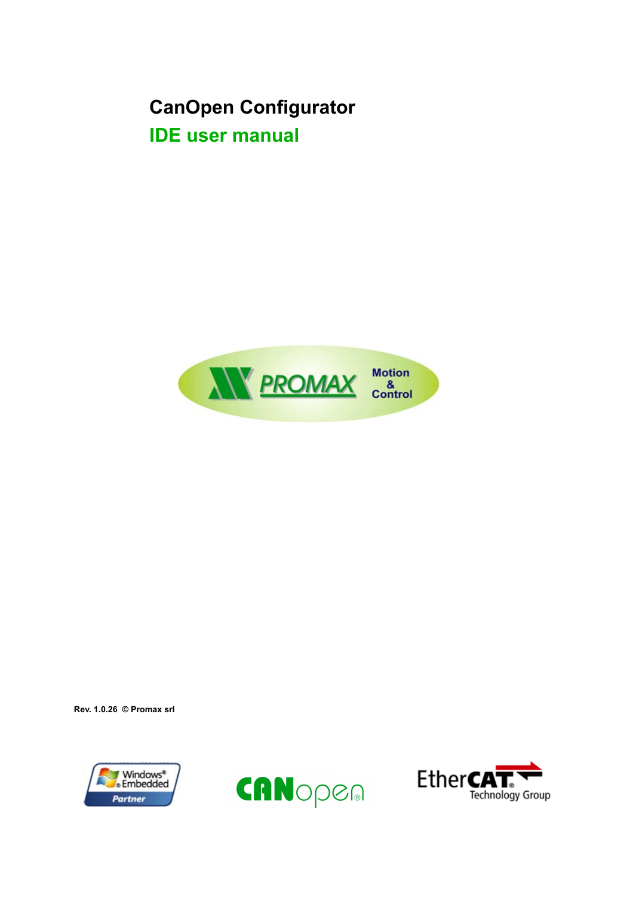# CanOpen Configurator

## IDE user manual

Rev. 1.0.26 © Promax srl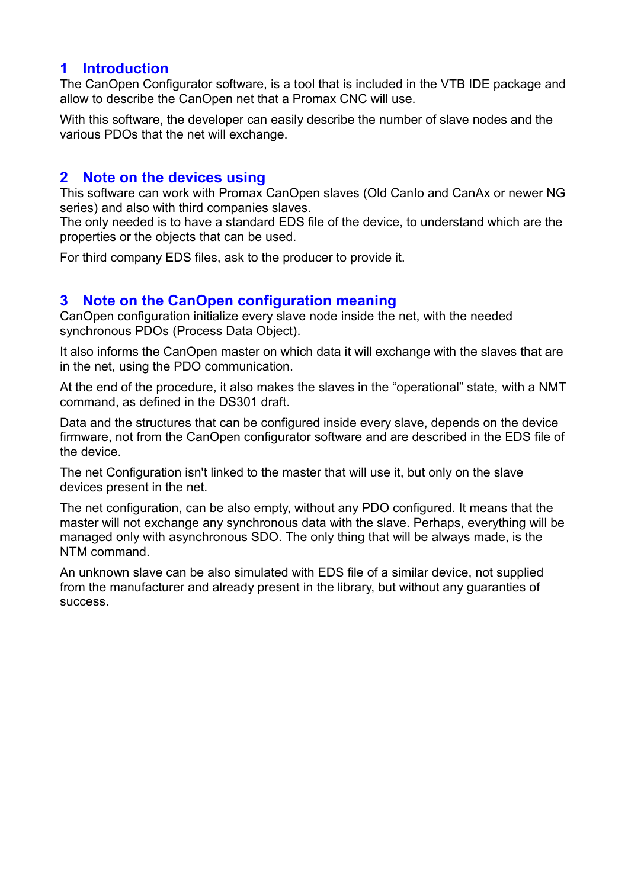# 1 Introduction

The CanOpen Configurator software, is a tool that is included in the VTB IDE package and allow to describe the CanOpen net that a Promax CNC will use.

With this software, the developer can easily describe the number of slave nodes and the various PDOs that the net will exchange.

# 2 Note on the devices using

This software can work with Promax CanOpen slaves (Old CanIo and CanAx or newer NG series) and also with third companies slaves.
The only needed is to have a standard EDS file of the device, to understand which are the properties or the objects that can be used.

For third company EDS files, ask to the producer to provide it.

# 3 Note on the CanOpen configuration meaning

CanOpen configuration initialize every slave node inside the net, with the needed synchronous PDOs (Process Data Object).

It also informs the CanOpen master on which data it will exchange with the slaves that are in the net, using the PDO communication.

At the end of the procedure, it also makes the slaves in the “operational” state, with a NMT command, as defined in the DS301 draft.

Data and the structures that can be configured inside every slave, depends on the device firmware, not from the CanOpen configurator software and are described in the EDS file of the device.

The net Configuration isn't linked to the master that will use it, but only on the slave devices present in the net.

The net configuration, can be also empty, without any PDO configured. It means that the master will not exchange any synchronous data with the slave. Perhaps, everything will be managed only with asynchronous SDO. The only thing that will be always made, is the NTM command.

An unknown slave can be also simulated with EDS file of a similar device, not supplied from the manufacturer and already present in the library, but without any guaranties of success.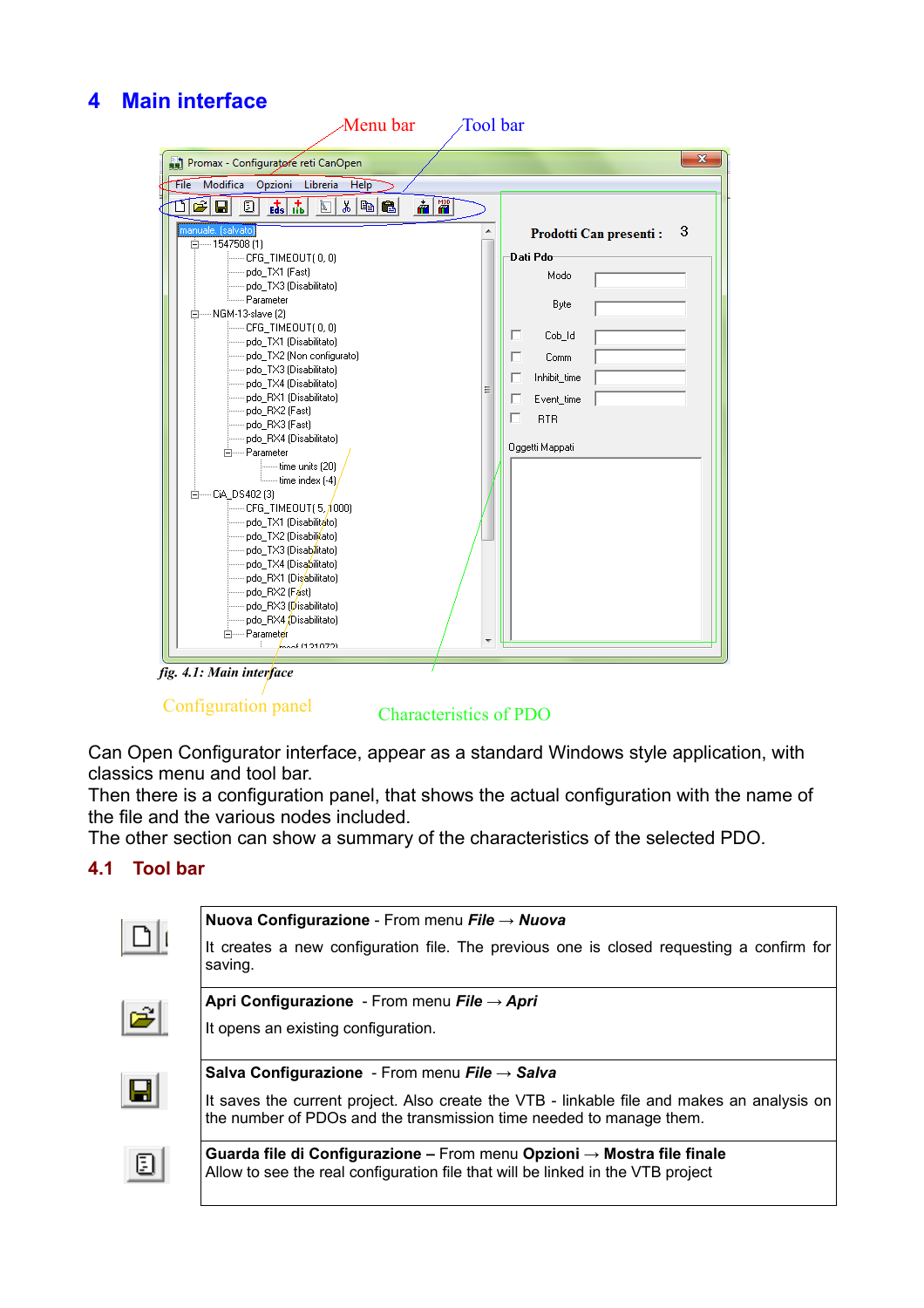# 4 Main interface

fig. 4.1: Main interface

Can Open Configurator interface, appear as a standard Windows style application, with classics menu and tool bar.
Then there is a configuration panel, that shows the actual configuration with the name of the file and the various nodes included.
The other section can show a summary of the characteristics of the selected PDO.

## 4.1 Tool bar

| | |
|---|---|
| | **Nuova Configurazione** - From menu ***File*** → ***Nuova***<br><br>It creates a new configuration file. The previous one is closed requesting a confirm for saving. |
| | **Apri Configurazione** - From menu ***File*** → ***Apri***<br><br>It opens an existing configuration. |
| | **Salva Configurazione** - From menu ***File*** → ***Salva***<br><br>It saves the current project. Also create the VTB - linkable file and makes an analysis on the number of PDOs and the transmission time needed to manage them. |
| | **Guarda file di Configurazione** – From menu **Opzioni** → **Mostra file finale**<br>Allow to see the real configuration file that will be linked in the VTB project |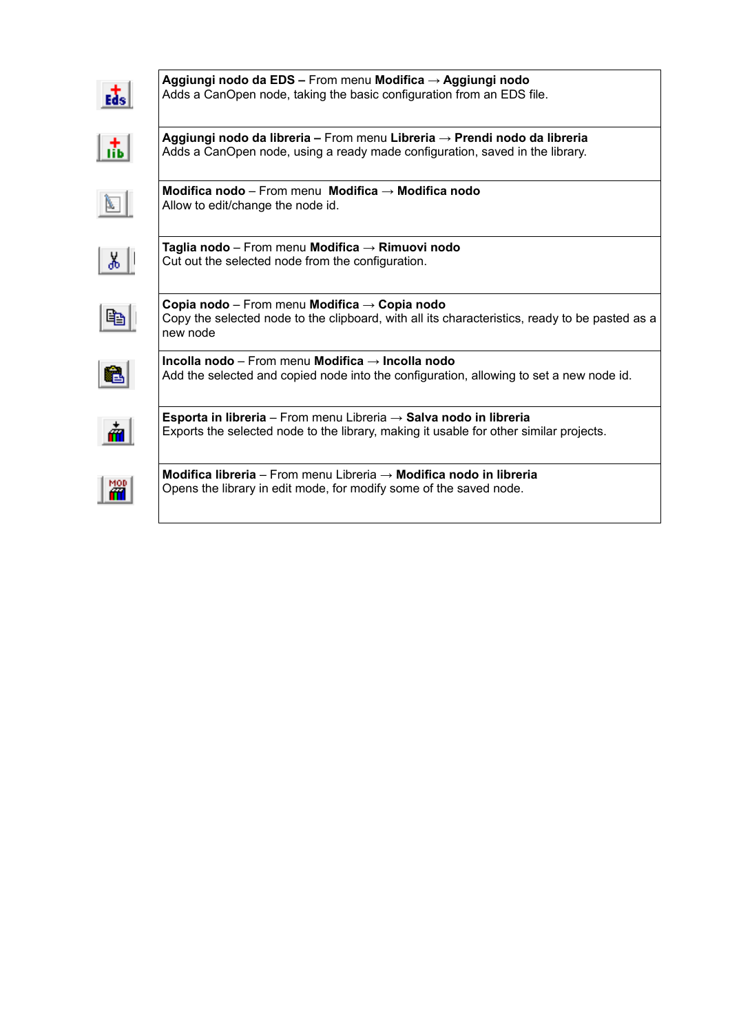| | |
|---|---|
| | **Aggiungi nodo da EDS –** From menu **Modifica** → **Aggiungi nodo**<br>Adds a CanOpen node, taking the basic configuration from an EDS file. |
| | **Aggiungi nodo da libreria –** From menu **Libreria** → **Prendi nodo da libreria**<br>Adds a CanOpen node, using a ready made configuration, saved in the library. |
| | **Modifica nodo** – From menu **Modifica** → **Modifica nodo**<br>Allow to edit/change the node id. |
| | **Taglia nodo** – From menu **Modifica** → **Rimuovi nodo**<br>Cut out the selected node from the configuration. |
| | **Copia nodo** – From menu **Modifica** → **Copia nodo**<br>Copy the selected node to the clipboard, with all its characteristics, ready to be pasted as a new node |
| | **Incolla nodo** – From menu **Modifica** → **Incolla nodo**<br>Add the selected and copied node into the configuration, allowing to set a new node id. |
| | **Esporta in libreria** – From menu Libreria → **Salva nodo in libreria**<br>Exports the selected node to the library, making it usable for other similar projects. |
| | **Modifica libreria** – From menu Libreria → **Modifica nodo in libreria**<br>Opens the library in edit mode, for modify some of the saved node. |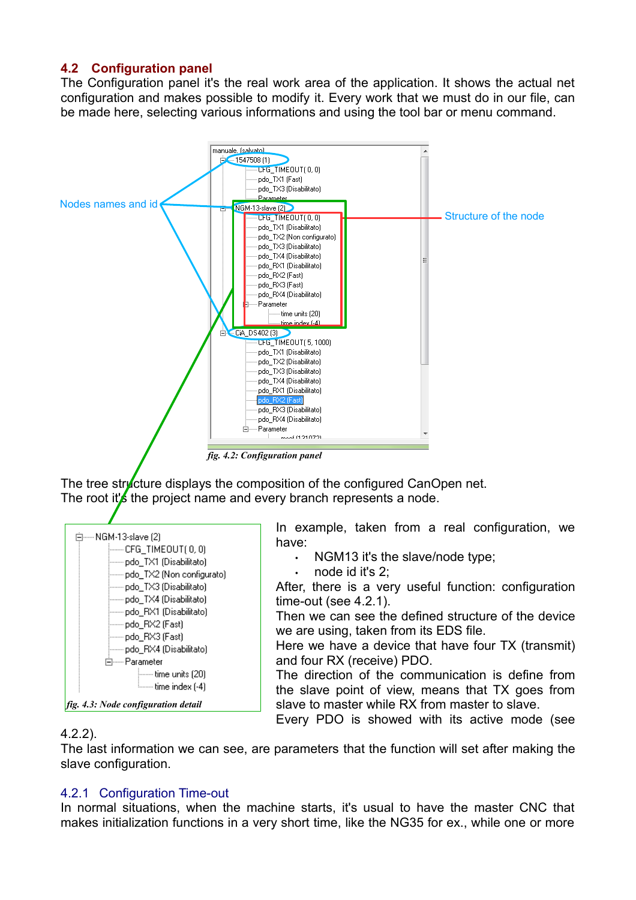## 4.2 Configuration panel

The Configuration panel it's the real work area of the application. It shows the actual net configuration and makes possible to modify it. Every work that we must do in our file, can be made here, selecting various informations and using the tool bar or menu command.

*fig. 4.2: Configuration panel*

The tree structure displays the composition of the configured CanOpen net. The root it's the project name and every branch represents a node.

*fig. 4.3: Node configuration detail*

In example, taken from a real configuration, we have:

- NGM13 it's the slave/node type;
- node id it's 2;

After, there is a very useful function: configuration time-out (see 4.2.1).

Then we can see the defined structure of the device we are using, taken from its EDS file.

Here we have a device that have four TX (transmit) and four RX (receive) PDO.

The direction of the communication is define from the slave point of view, means that TX goes from slave to master while RX from master to slave.

Every PDO is showed with its active mode (see 4.2.2).

The last information we can see, are parameters that the function will set after making the slave configuration.

### 4.2.1 Configuration Time-out

In normal situations, when the machine starts, it's usual to have the master CNC that makes initialization functions in a very short time, like the NG35 for ex., while one or more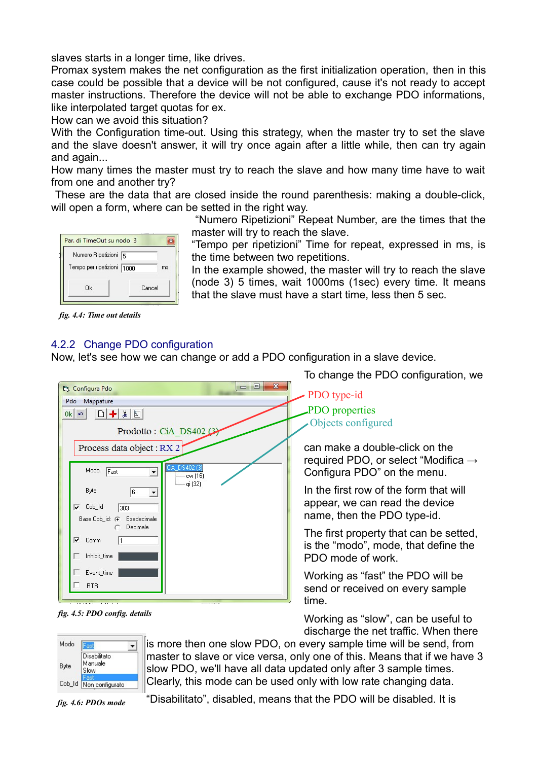slaves starts in a longer time, like drives.
Promax system makes the net configuration as the first initialization operation, then in this case could be possible that a device will be not configured, cause it's not ready to accept master instructions. Therefore the device will not be able to exchange PDO informations, like interpolated target quotas for ex.
How can we avoid this situation?
With the Configuration time-out. Using this strategy, when the master try to set the slave and the slave doesn't answer, it will try once again after a little while, then can try again and again...
How many times the master must try to reach the slave and how many time have to wait from one and another try?
These are the data that are closed inside the round parenthesis: making a double-click, will open a form, where can be setted in the right way.

*fig. 4.4: Time out details*

"Numero Ripetizioni" Repeat Number, are the times that the master will try to reach the slave.
"Tempo per ripetizioni" Time for repeat, expressed in ms, is the time between two repetitions.
In the example showed, the master will try to reach the slave (node 3) 5 times, wait 1000ms (1sec) every time. It means that the slave must have a start time, less then 5 sec.

## 4.2.2 Change PDO configuration

Now, let's see how we can change or add a PDO configuration in a slave device.

*fig. 4.5: PDO config. details*

To change the PDO configuration, we can make a double-click on the required PDO, or select "Modifica → Configura PDO" on the menu.

In the first row of the form that will appear, we can read the device name, then the PDO type-id.

The first property that can be setted, is the "modo", mode, that define the PDO mode of work.

Working as "fast" the PDO will be send or received on every sample time.

Working as "slow", can be useful to discharge the net traffic. When there is more then one slow PDO, on every sample time will be send, from master to slave or vice versa, only one of this. Means that if we have 3 slow PDO, we'll have all data updated only after 3 sample times.
Clearly, this mode can be used only with low rate changing data.

*fig. 4.6: PDOs mode*

"Disabilitato", disabled, means that the PDO will be disabled. It is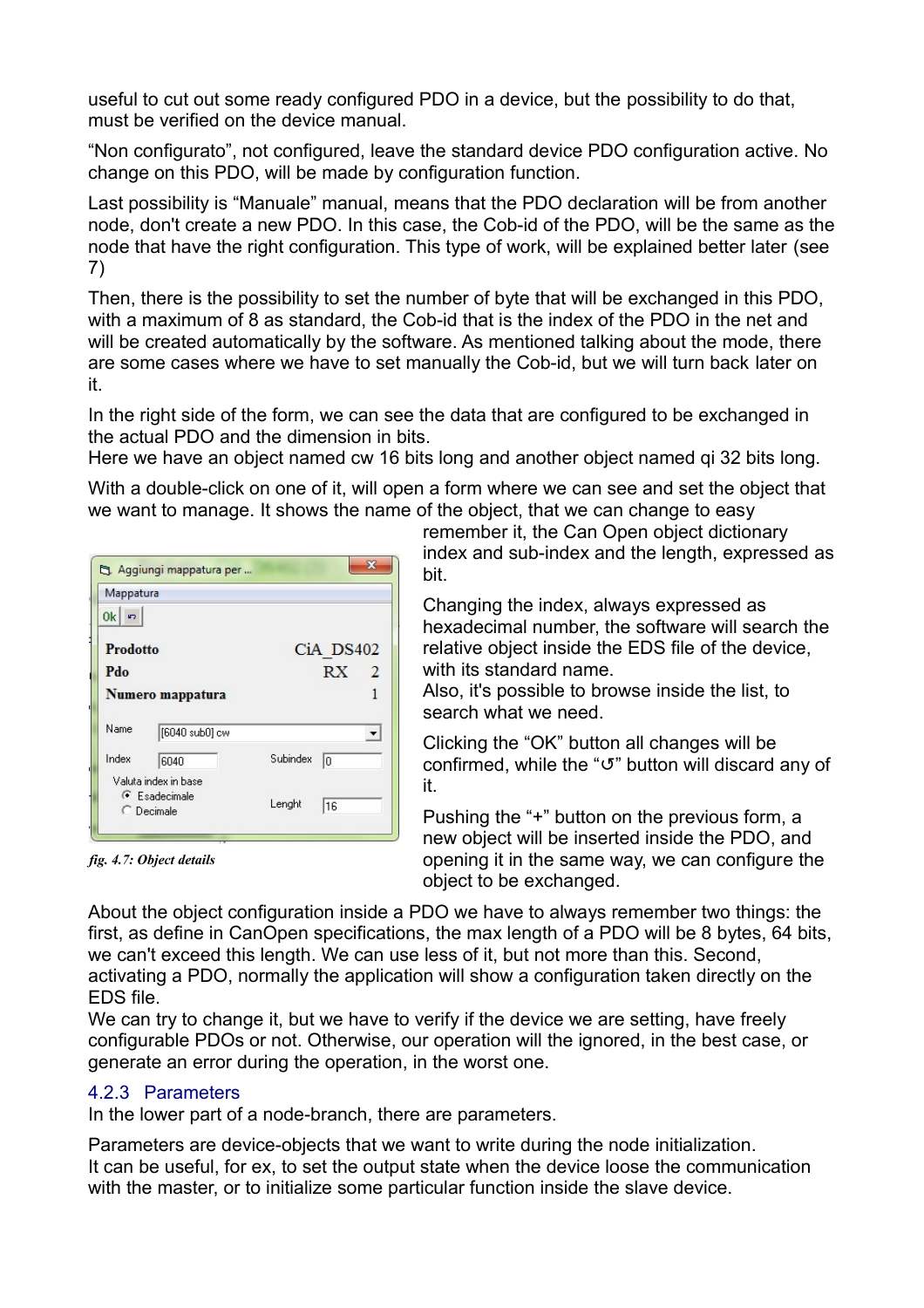useful to cut out some ready configured PDO in a device, but the possibility to do that, must be verified on the device manual.

“Non configurato”, not configured, leave the standard device PDO configuration active. No change on this PDO, will be made by configuration function.

Last possibility is “Manuale” manual, means that the PDO declaration will be from another node, don't create a new PDO. In this case, the Cob-id of the PDO, will be the same as the node that have the right configuration. This type of work, will be explained better later (see 7)

Then, there is the possibility to set the number of byte that will be exchanged in this PDO, with a maximum of 8 as standard, the Cob-id that is the index of the PDO in the net and will be created automatically by the software. As mentioned talking about the mode, there are some cases where we have to set manually the Cob-id, but we will turn back later on it.

In the right side of the form, we can see the data that are configured to be exchanged in the actual PDO and the dimension in bits.
Here we have an object named cw 16 bits long and another object named qi 32 bits long.

With a double-click on one of it, will open a form where we can see and set the object that we want to manage. It shows the name of the object, that we can change to easy remember it, the Can Open object dictionary index and sub-index and the length, expressed as bit.

*fig. 4.7: Object details*

Changing the index, always expressed as hexadecimal number, the software will search the relative object inside the EDS file of the device, with its standard name.
Also, it's possible to browse inside the list, to search what we need.

Clicking the “OK” button all changes will be confirmed, while the “↺” button will discard any of it.

Pushing the “+” button on the previous form, a new object will be inserted inside the PDO, and opening it in the same way, we can configure the object to be exchanged.

About the object configuration inside a PDO we have to always remember two things: the first, as define in CanOpen specifications, the max length of a PDO will be 8 bytes, 64 bits, we can't exceed this length. We can use less of it, but not more than this. Second, activating a PDO, normally the application will show a configuration taken directly on the EDS file.
We can try to change it, but we have to verify if the device we are setting, have freely configurable PDOs or not. Otherwise, our operation will the ignored, in the best case, or generate an error during the operation, in the worst one.

### 4.2.3 Parameters

In the lower part of a node-branch, there are parameters.

Parameters are device-objects that we want to write during the node initialization.
It can be useful, for ex, to set the output state when the device loose the communication with the master, or to initialize some particular function inside the slave device.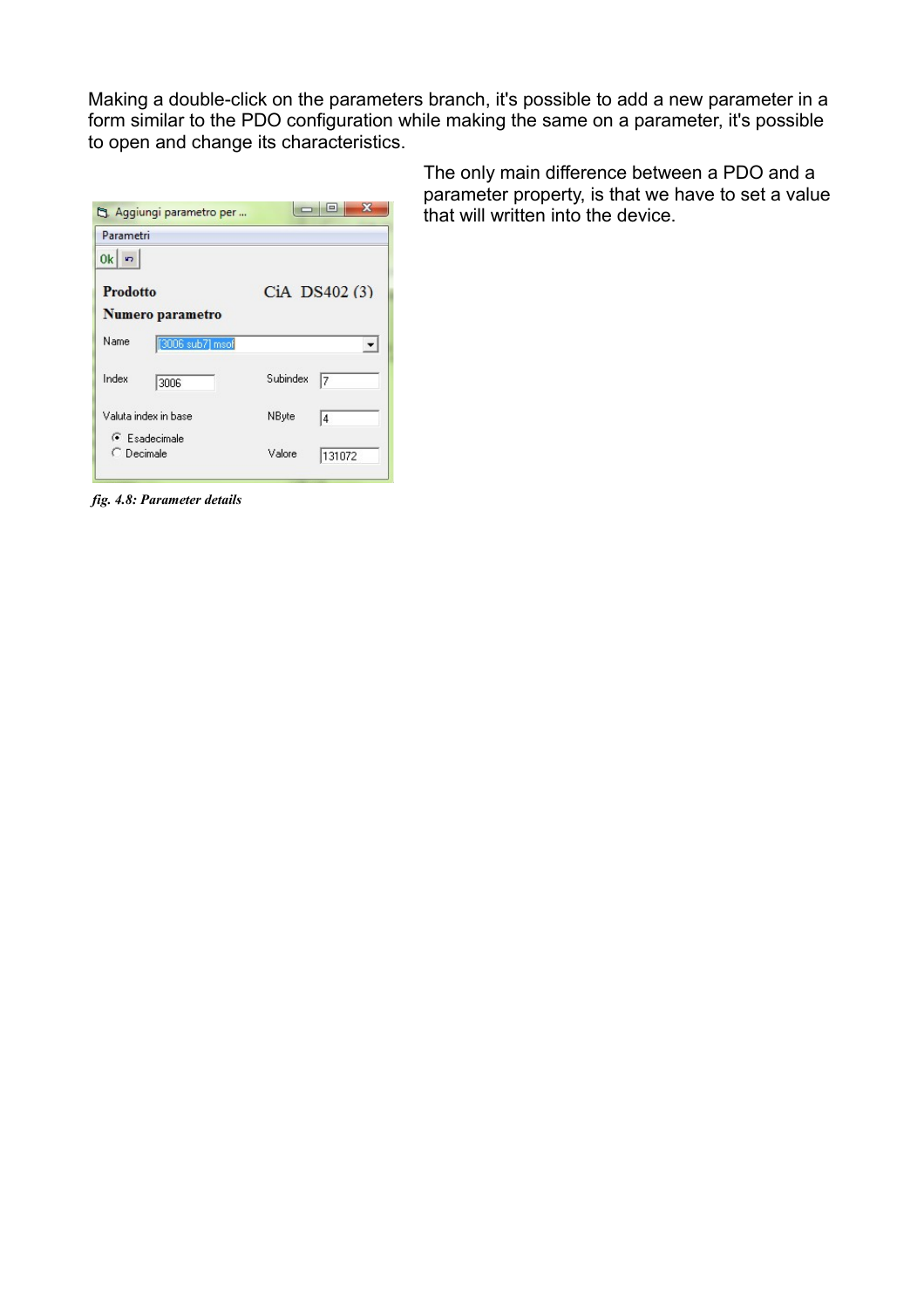Making a double-click on the parameters branch, it's possible to add a new parameter in a form similar to the PDO configuration while making the same on a parameter, it's possible to open and change its characteristics.

The only main difference between a PDO and a parameter property, is that we have to set a value that will written into the device.

*fig. 4.8: Parameter details*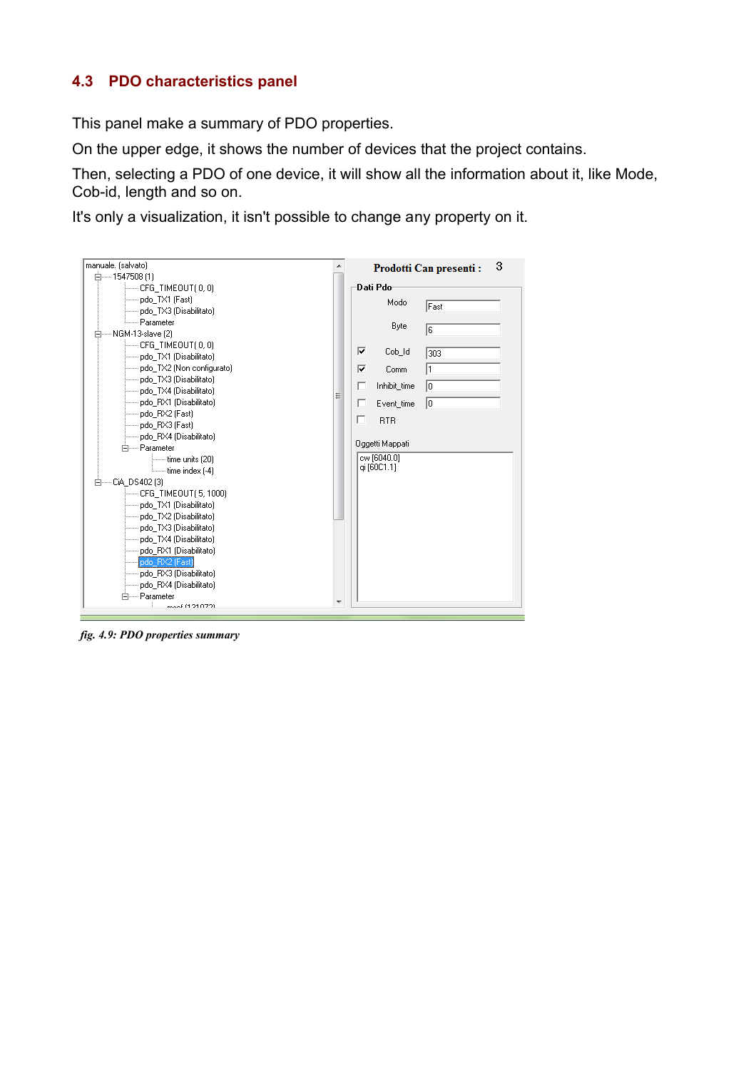## 4.3 PDO characteristics panel

This panel make a summary of PDO properties.

On the upper edge, it shows the number of devices that the project contains.

Then, selecting a PDO of one device, it will show all the information about it, like Mode, Cob-id, length and so on.

It's only a visualization, it isn't possible to change any property on it.

*fig. 4.9: PDO properties summary*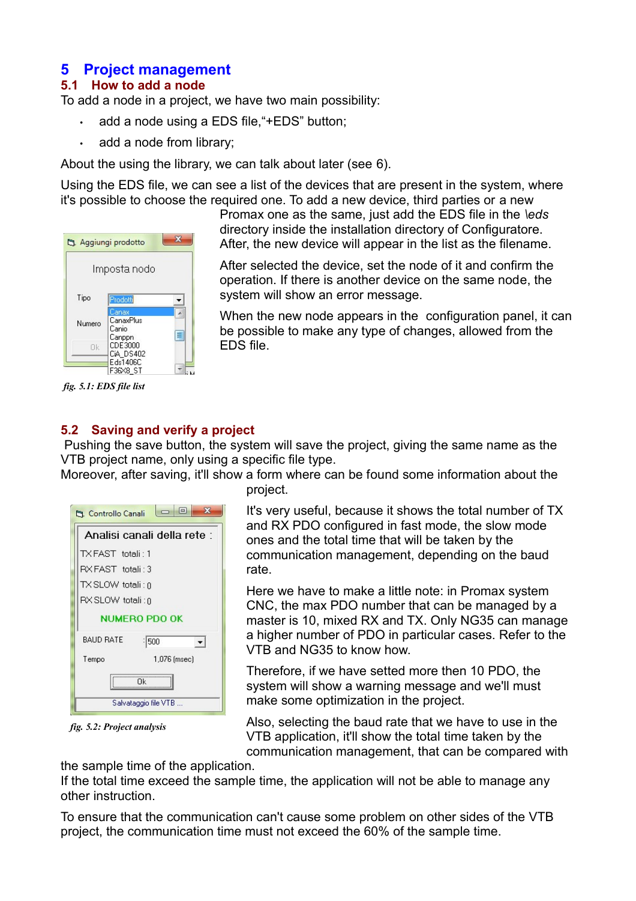# 5 Project management

## 5.1 How to add a node

To add a node in a project, we have two main possibility:

- add a node using a EDS file,“+EDS” button;
- add a node from library;

About the using the library, we can talk about later (see 6).

Using the EDS file, we can see a list of the devices that are present in the system, where it's possible to choose the required one. To add a new device, third parties or a new Promax one as the same, just add the EDS file in the *\eds* directory inside the installation directory of Configuratore. After, the new device will appear in the list as the filename.

After selected the device, set the node of it and confirm the operation. If there is another device on the same node, the system will show an error message.

When the new node appears in the configuration panel, it can be possible to make any type of changes, allowed from the EDS file.

*fig. 5.1: EDS file list*

## 5.2 Saving and verify a project

Pushing the save button, the system will save the project, giving the same name as the VTB project name, only using a specific file type.
Moreover, after saving, it'll show a form where can be found some information about the project.

It's very useful, because it shows the total number of TX and RX PDO configured in fast mode, the slow mode ones and the total time that will be taken by the communication management, depending on the baud rate.

Here we have to make a little note: in Promax system CNC, the max PDO number that can be managed by a master is 10, mixed RX and TX. Only NG35 can manage a higher number of PDO in particular cases. Refer to the VTB and NG35 to know how.

Therefore, if we have setted more then 10 PDO, the system will show a warning message and we'll must make some optimization in the project.

Also, selecting the baud rate that we have to use in the VTB application, it'll show the total time taken by the communication management, that can be compared with the sample time of the application.
If the total time exceed the sample time, the application will not be able to manage any other instruction.

*fig. 5.2: Project analysis*

To ensure that the communication can't cause some problem on other sides of the VTB project, the communication time must not exceed the 60% of the sample time.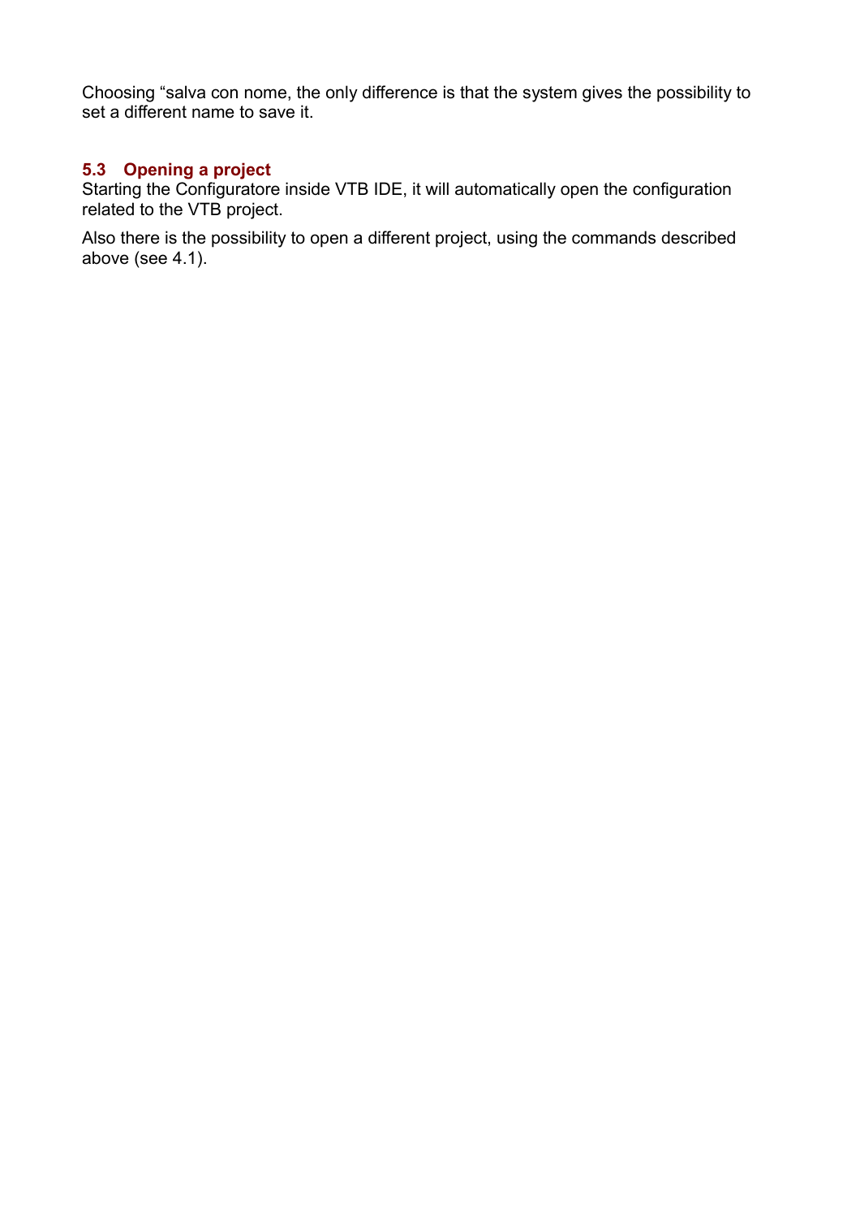Choosing "salva con nome, the only difference is that the system gives the possibility to set a different name to save it.

### 5.3 Opening a project

Starting the Configuratore inside VTB IDE, it will automatically open the configuration related to the VTB project.

Also there is the possibility to open a different project, using the commands described above (see 4.1).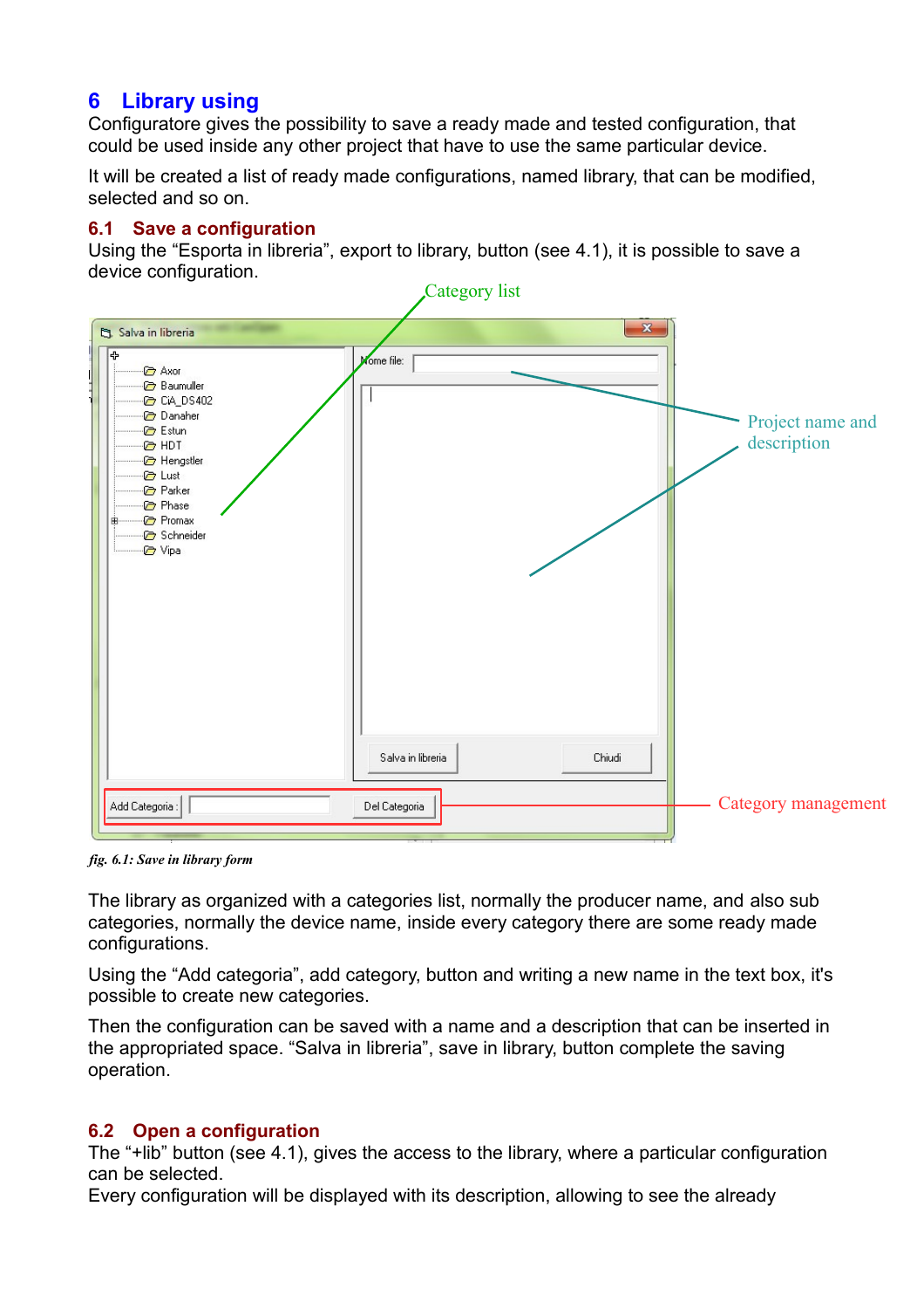# 6 Library using

Configuratore gives the possibility to save a ready made and tested configuration, that could be used inside any other project that have to use the same particular device.

It will be created a list of ready made configurations, named library, that can be modified, selected and so on.

## 6.1 Save a configuration

Using the “Esporta in libreria”, export to library, button (see 4.1), it is possible to save a device configuration.

*fig. 6.1: Save in library form*

The library as organized with a categories list, normally the producer name, and also sub categories, normally the device name, inside every category there are some ready made configurations.

Using the “Add categoria”, add category, button and writing a new name in the text box, it's possible to create new categories.

Then the configuration can be saved with a name and a description that can be inserted in the appropriated space. “Salva in libreria”, save in library, button complete the saving operation.

## 6.2 Open a configuration

The “+lib” button (see 4.1), gives the access to the library, where a particular configuration can be selected.

Every configuration will be displayed with its description, allowing to see the already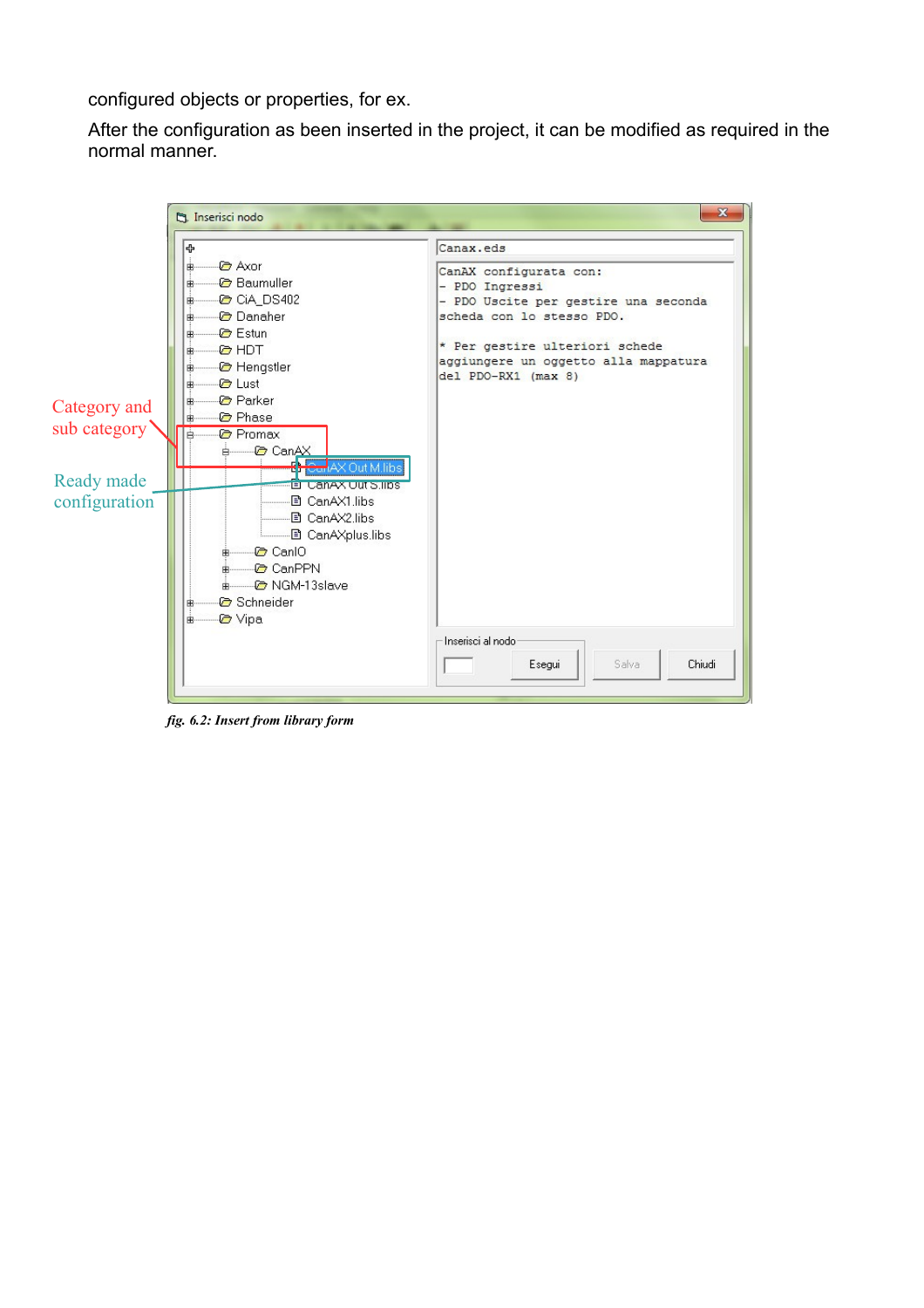configured objects or properties, for ex.

After the configuration as been inserted in the project, it can be modified as required in the normal manner.

*fig. 6.2: Insert from library form*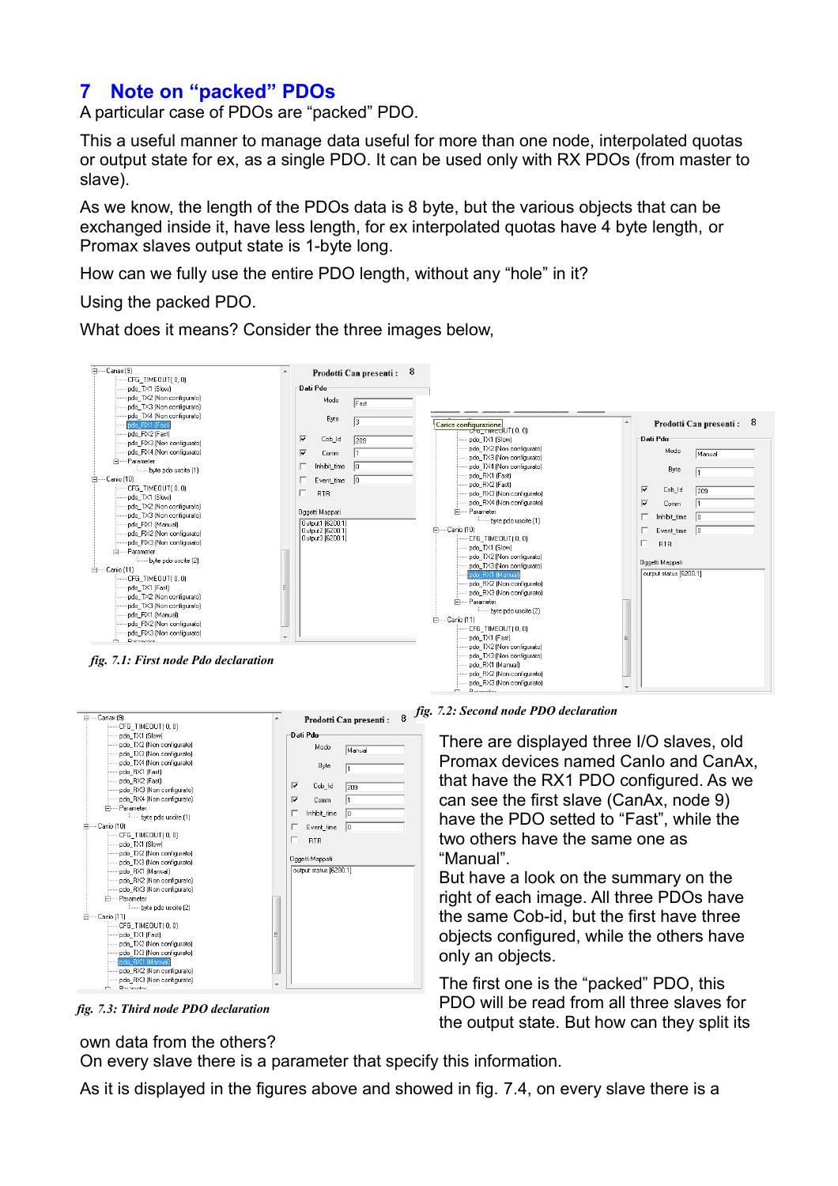## 7 Note on “packed” PDOs

A particular case of PDOs are “packed” PDO.

This a useful manner to manage data useful for more than one node, interpolated quotas or output state for ex, as a single PDO. It can be used only with RX PDOs (from master to slave).

As we know, the length of the PDOs data is 8 byte, but the various objects that can be exchanged inside it, have less length, for ex interpolated quotas have 4 byte length, or Promax slaves output state is 1-byte long.

How can we fully use the entire PDO length, without any “hole” in it?

Using the packed PDO.

What does it means? Consider the three images below,

*fig. 7.1: First node Pdo declaration*

*fig. 7.2: Second node PDO declaration*

*fig. 7.3: Third node PDO declaration*

There are displayed three I/O slaves, old Promax devices named CanIo and CanAx, that have the RX1 PDO configured. As we can see the first slave (CanAx, node 9) have the PDO setted to “Fast”, while the two others have the same one as “Manual”.

But have a look on the summary on the right of each image. All three PDOs have the same Cob-id, but the first have three objects configured, while the others have only an objects.

The first one is the “packed” PDO, this PDO will be read from all three slaves for the output state. But how can they split its own data from the others?

On every slave there is a parameter that specify this information.

As it is displayed in the figures above and showed in fig. 7.4, on every slave there is a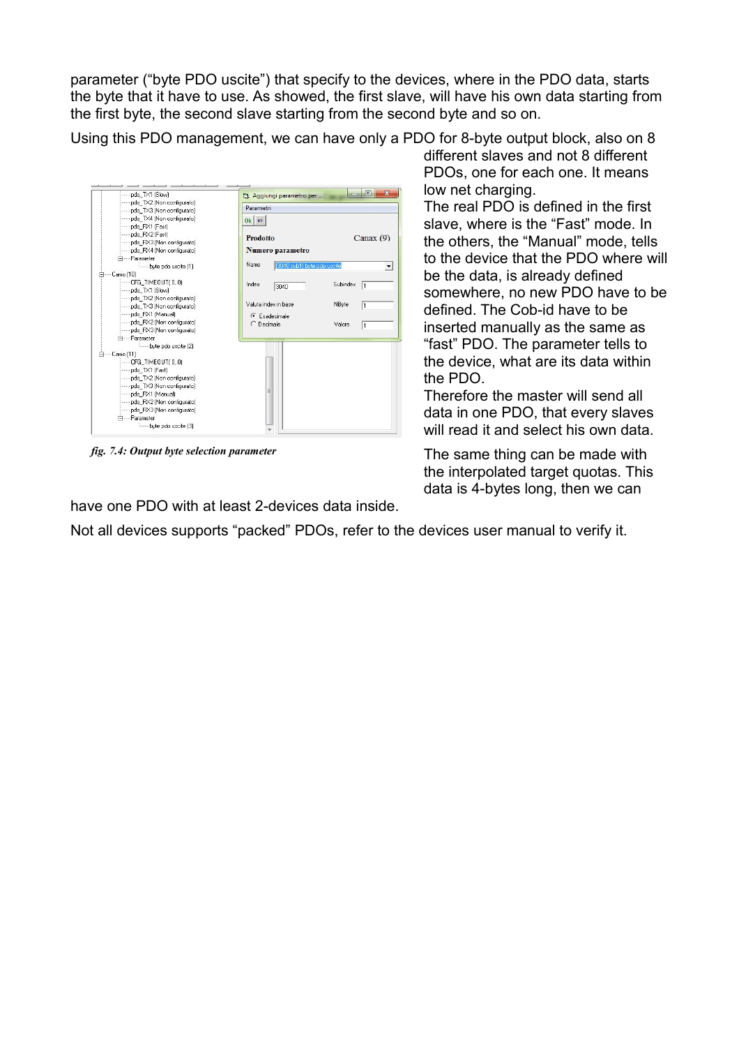parameter (“byte PDO uscite”) that specify to the devices, where in the PDO data, starts the byte that it have to use. As showed, the first slave, will have his own data starting from the first byte, the second slave starting from the second byte and so on.

Using this PDO management, we can have only a PDO for 8-byte output block, also on 8 different slaves and not 8 different PDOs, one for each one. It means low net charging.

The real PDO is defined in the first slave, where is the “Fast” mode. In the others, the “Manual” mode, tells to the device that the PDO where will be the data, is already defined somewhere, no new PDO have to be defined. The Cob-id have to be inserted manually as the same as “fast” PDO. The parameter tells to the device, what are its data within the PDO.

Therefore the master will send all data in one PDO, that every slaves will read it and select his own data.

*fig. 7.4: Output byte selection parameter*

The same thing can be made with the interpolated target quotas. This data is 4-bytes long, then we can have one PDO with at least 2-devices data inside.

Not all devices supports “packed” PDOs, refer to the devices user manual to verify it.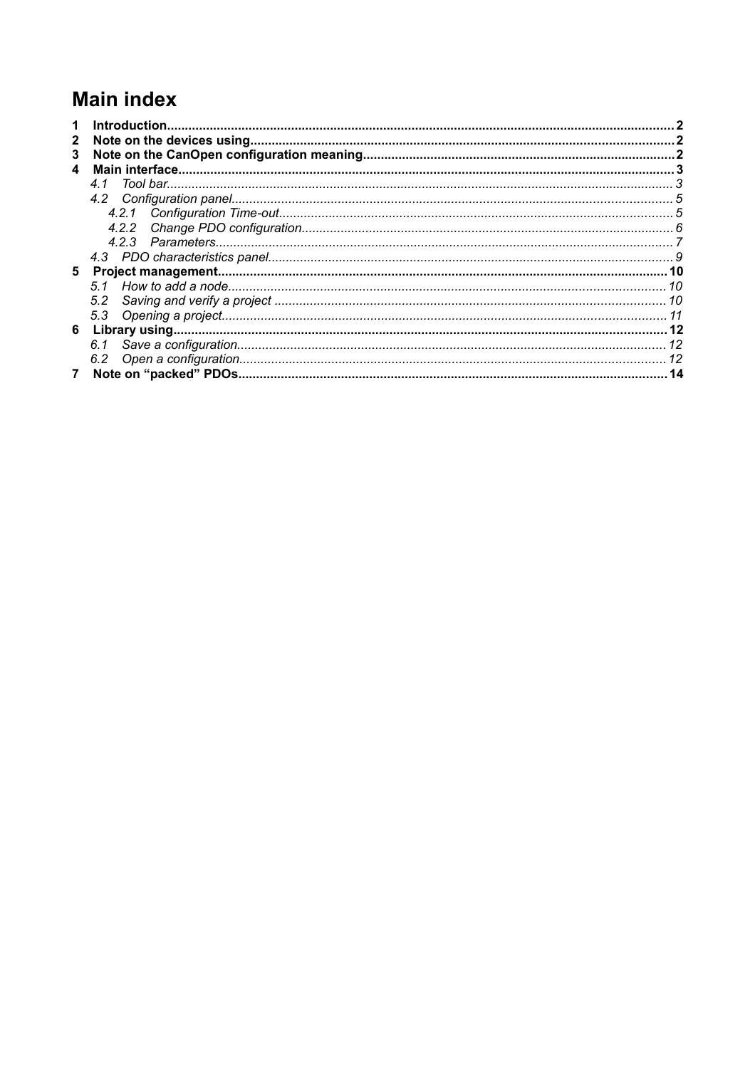# Main index

1 **Introduction** ........................................................ 2
2 **Note on the devices using** ........................................................ 2
3 **Note on the CanOpen configuration meaning** ........................................................ 2
4 **Main interface** ........................................................ 3
  *4.1 Tool bar* ........................................................ 3
  *4.2 Configuration panel* ........................................................ 5
    *4.2.1 Configuration Time-out* ........................................................ 5
    *4.2.2 Change PDO configuration* ........................................................ 6
    *4.2.3 Parameters* ........................................................ 7
  *4.3 PDO characteristics panel* ........................................................ 9
5 **Project management** ........................................................ 10
  *5.1 How to add a node* ........................................................ 10
  *5.2 Saving and verify a project* ........................................................ 10
  *5.3 Opening a project* ........................................................ 11
6 **Library using** ........................................................ 12
  *6.1 Save a configuration* ........................................................ 12
  *6.2 Open a configuration* ........................................................ 12
7 **Note on “packed” PDOs** ........................................................ 14